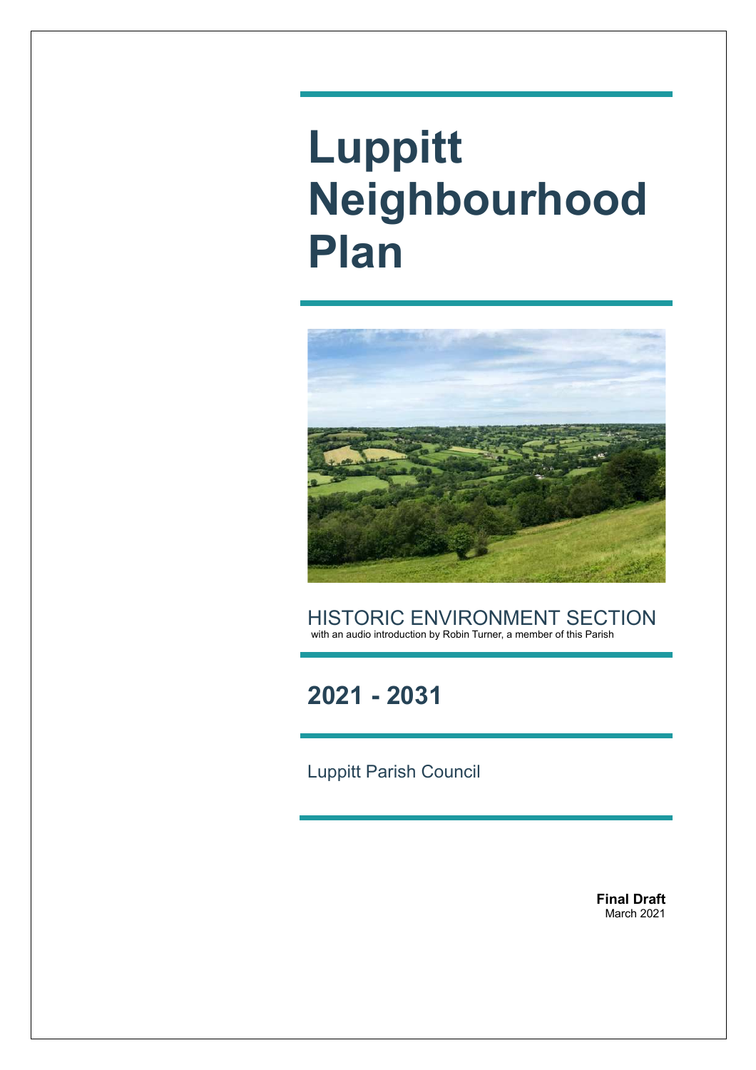# Luppitt Neighbourhood Plan

HISTORIC ENVIRONMENT SECTION

with an audio introduction by Robin Turner, a member of this Parish

## 2021 - 2031

Luppitt Parish Council

**Final Draft**
March 2021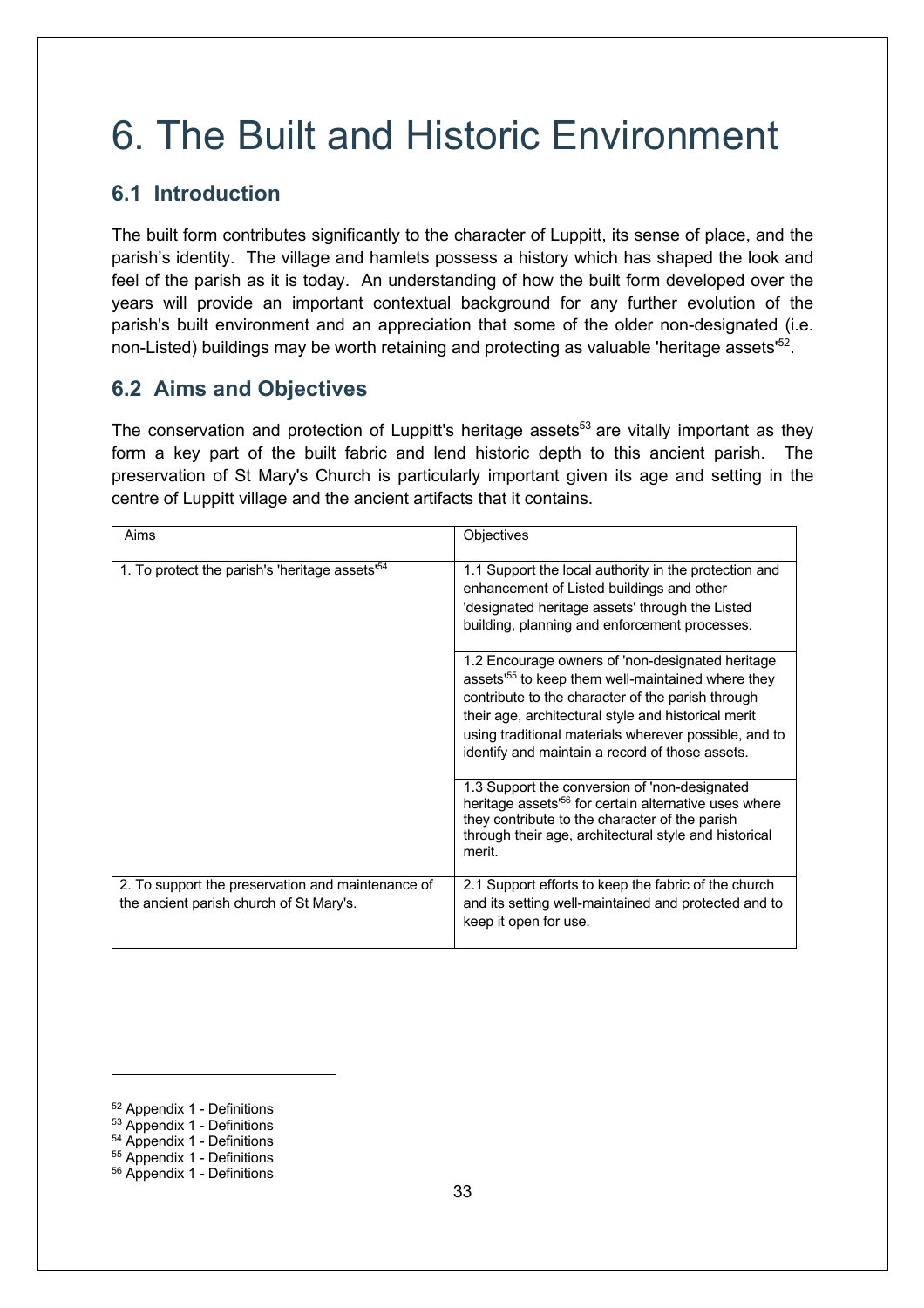# 6. The Built and Historic Environment

## 6.1 Introduction

The built form contributes significantly to the character of Luppitt, its sense of place, and the parish's identity. The village and hamlets possess a history which has shaped the look and feel of the parish as it is today. An understanding of how the built form developed over the years will provide an important contextual background for any further evolution of the parish's built environment and an appreciation that some of the older non-designated (i.e. non-Listed) buildings may be worth retaining and protecting as valuable 'heritage assets'[52].

## 6.2 Aims and Objectives

The conservation and protection of Luppitt's heritage assets[53] are vitally important as they form a key part of the built fabric and lend historic depth to this ancient parish. The preservation of St Mary's Church is particularly important given its age and setting in the centre of Luppitt village and the ancient artifacts that it contains.

| Aims | Objectives |
|---|---|
| 1. To protect the parish's 'heritage assets'[54] | 1.1 Support the local authority in the protection and enhancement of Listed buildings and other 'designated heritage assets' through the Listed building, planning and enforcement processes. |
| | 1.2 Encourage owners of 'non-designated heritage assets'[55] to keep them well-maintained where they contribute to the character of the parish through their age, architectural style and historical merit using traditional materials wherever possible, and to identify and maintain a record of those assets. |
| | 1.3 Support the conversion of 'non-designated heritage assets'[56] for certain alternative uses where they contribute to the character of the parish through their age, architectural style and historical merit. |
| 2. To support the preservation and maintenance of the ancient parish church of St Mary's. | 2.1 Support efforts to keep the fabric of the church and its setting well-maintained and protected and to keep it open for use. |

[52] Appendix 1 - Definitions
[53] Appendix 1 - Definitions
[54] Appendix 1 - Definitions
[55] Appendix 1 - Definitions
[56] Appendix 1 - Definitions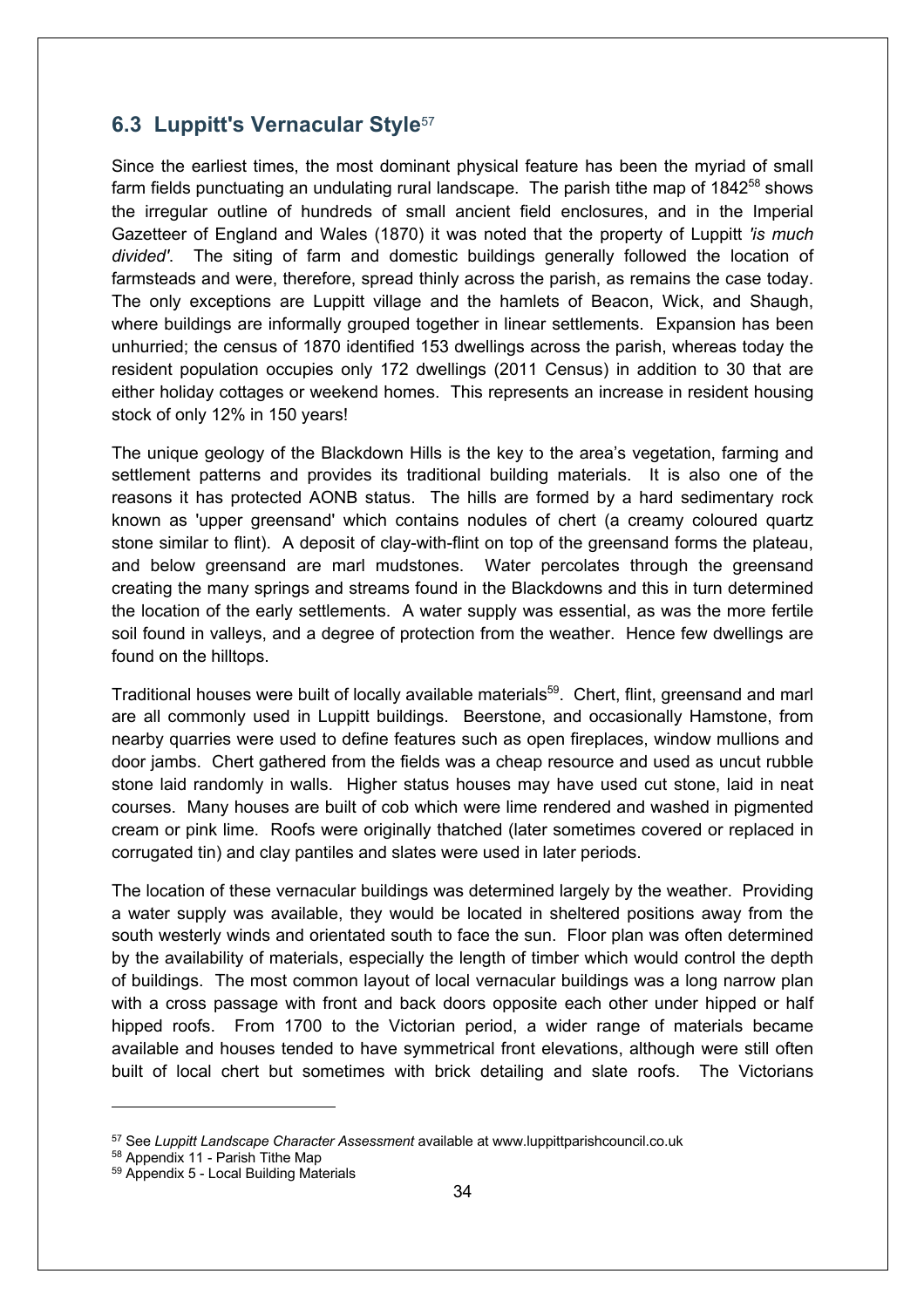## 6.3 Luppitt's Vernacular Style[57]

Since the earliest times, the most dominant physical feature has been the myriad of small farm fields punctuating an undulating rural landscape. The parish tithe map of 1842[58] shows the irregular outline of hundreds of small ancient field enclosures, and in the Imperial Gazetteer of England and Wales (1870) it was noted that the property of Luppitt *'is much divided'*. The siting of farm and domestic buildings generally followed the location of farmsteads and were, therefore, spread thinly across the parish, as remains the case today. The only exceptions are Luppitt village and the hamlets of Beacon, Wick, and Shaugh, where buildings are informally grouped together in linear settlements. Expansion has been unhurried; the census of 1870 identified 153 dwellings across the parish, whereas today the resident population occupies only 172 dwellings (2011 Census) in addition to 30 that are either holiday cottages or weekend homes. This represents an increase in resident housing stock of only 12% in 150 years!

The unique geology of the Blackdown Hills is the key to the area's vegetation, farming and settlement patterns and provides its traditional building materials. It is also one of the reasons it has protected AONB status. The hills are formed by a hard sedimentary rock known as 'upper greensand' which contains nodules of chert (a creamy coloured quartz stone similar to flint). A deposit of clay-with-flint on top of the greensand forms the plateau, and below greensand are marl mudstones. Water percolates through the greensand creating the many springs and streams found in the Blackdowns and this in turn determined the location of the early settlements. A water supply was essential, as was the more fertile soil found in valleys, and a degree of protection from the weather. Hence few dwellings are found on the hilltops.

Traditional houses were built of locally available materials[59]. Chert, flint, greensand and marl are all commonly used in Luppitt buildings. Beerstone, and occasionally Hamstone, from nearby quarries were used to define features such as open fireplaces, window mullions and door jambs. Chert gathered from the fields was a cheap resource and used as uncut rubble stone laid randomly in walls. Higher status houses may have used cut stone, laid in neat courses. Many houses are built of cob which were lime rendered and washed in pigmented cream or pink lime. Roofs were originally thatched (later sometimes covered or replaced in corrugated tin) and clay pantiles and slates were used in later periods.

The location of these vernacular buildings was determined largely by the weather. Providing a water supply was available, they would be located in sheltered positions away from the south westerly winds and orientated south to face the sun. Floor plan was often determined by the availability of materials, especially the length of timber which would control the depth of buildings. The most common layout of local vernacular buildings was a long narrow plan with a cross passage with front and back doors opposite each other under hipped or half hipped roofs. From 1700 to the Victorian period, a wider range of materials became available and houses tended to have symmetrical front elevations, although were still often built of local chert but sometimes with brick detailing and slate roofs. The Victorians

---

[57] See *Luppitt Landscape Character Assessment* available at www.luppittparishcouncil.co.uk

[58] Appendix 11 - Parish Tithe Map

[59] Appendix 5 - Local Building Materials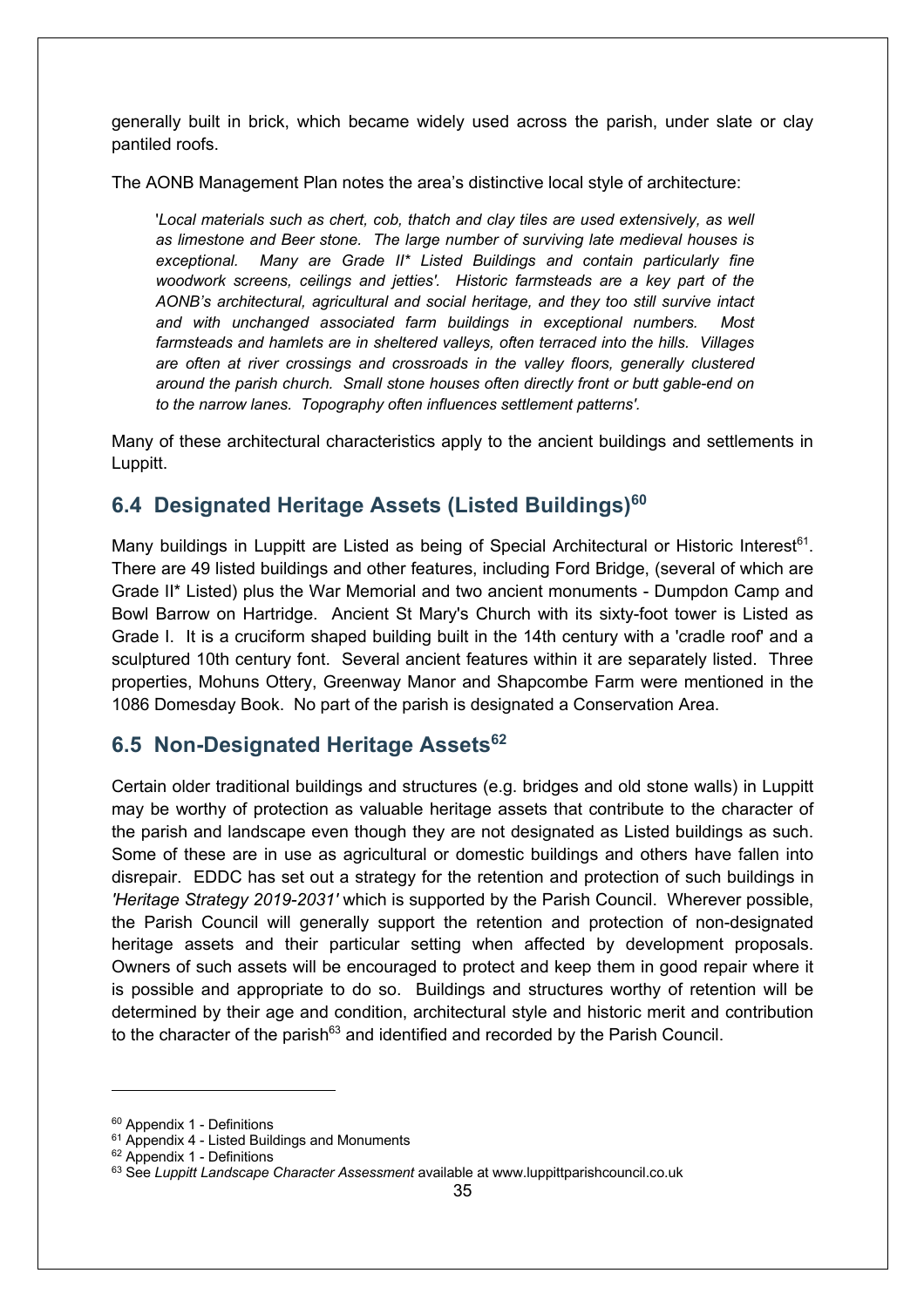generally built in brick, which became widely used across the parish, under slate or clay pantiled roofs.

The AONB Management Plan notes the area's distinctive local style of architecture:

> '*Local materials such as chert, cob, thatch and clay tiles are used extensively, as well as limestone and Beer stone. The large number of surviving late medieval houses is exceptional. Many are Grade II\* Listed Buildings and contain particularly fine woodwork screens, ceilings and jetties'. Historic farmsteads are a key part of the AONB's architectural, agricultural and social heritage, and they too still survive intact and with unchanged associated farm buildings in exceptional numbers. Most farmsteads and hamlets are in sheltered valleys, often terraced into the hills. Villages are often at river crossings and crossroads in the valley floors, generally clustered around the parish church. Small stone houses often directly front or butt gable-end on to the narrow lanes. Topography often influences settlement patterns'.*

Many of these architectural characteristics apply to the ancient buildings and settlements in Luppitt.

## 6.4 Designated Heritage Assets (Listed Buildings)[60]

Many buildings in Luppitt are Listed as being of Special Architectural or Historic Interest[61]. There are 49 listed buildings and other features, including Ford Bridge, (several of which are Grade II* Listed) plus the War Memorial and two ancient monuments - Dumpdon Camp and Bowl Barrow on Hartridge. Ancient St Mary's Church with its sixty-foot tower is Listed as Grade I. It is a cruciform shaped building built in the 14th century with a 'cradle roof' and a sculptured 10th century font. Several ancient features within it are separately listed. Three properties, Mohuns Ottery, Greenway Manor and Shapcombe Farm were mentioned in the 1086 Domesday Book. No part of the parish is designated a Conservation Area.

## 6.5 Non-Designated Heritage Assets[62]

Certain older traditional buildings and structures (e.g. bridges and old stone walls) in Luppitt may be worthy of protection as valuable heritage assets that contribute to the character of the parish and landscape even though they are not designated as Listed buildings as such. Some of these are in use as agricultural or domestic buildings and others have fallen into disrepair. EDDC has set out a strategy for the retention and protection of such buildings in *'Heritage Strategy 2019-2031'* which is supported by the Parish Council. Wherever possible, the Parish Council will generally support the retention and protection of non-designated heritage assets and their particular setting when affected by development proposals. Owners of such assets will be encouraged to protect and keep them in good repair where it is possible and appropriate to do so. Buildings and structures worthy of retention will be determined by their age and condition, architectural style and historic merit and contribution to the character of the parish[63] and identified and recorded by the Parish Council.

---

[60] Appendix 1 - Definitions

[61] Appendix 4 - Listed Buildings and Monuments

[62] Appendix 1 - Definitions

[63] See *Luppitt Landscape Character Assessment* available at www.luppittparishcouncil.co.uk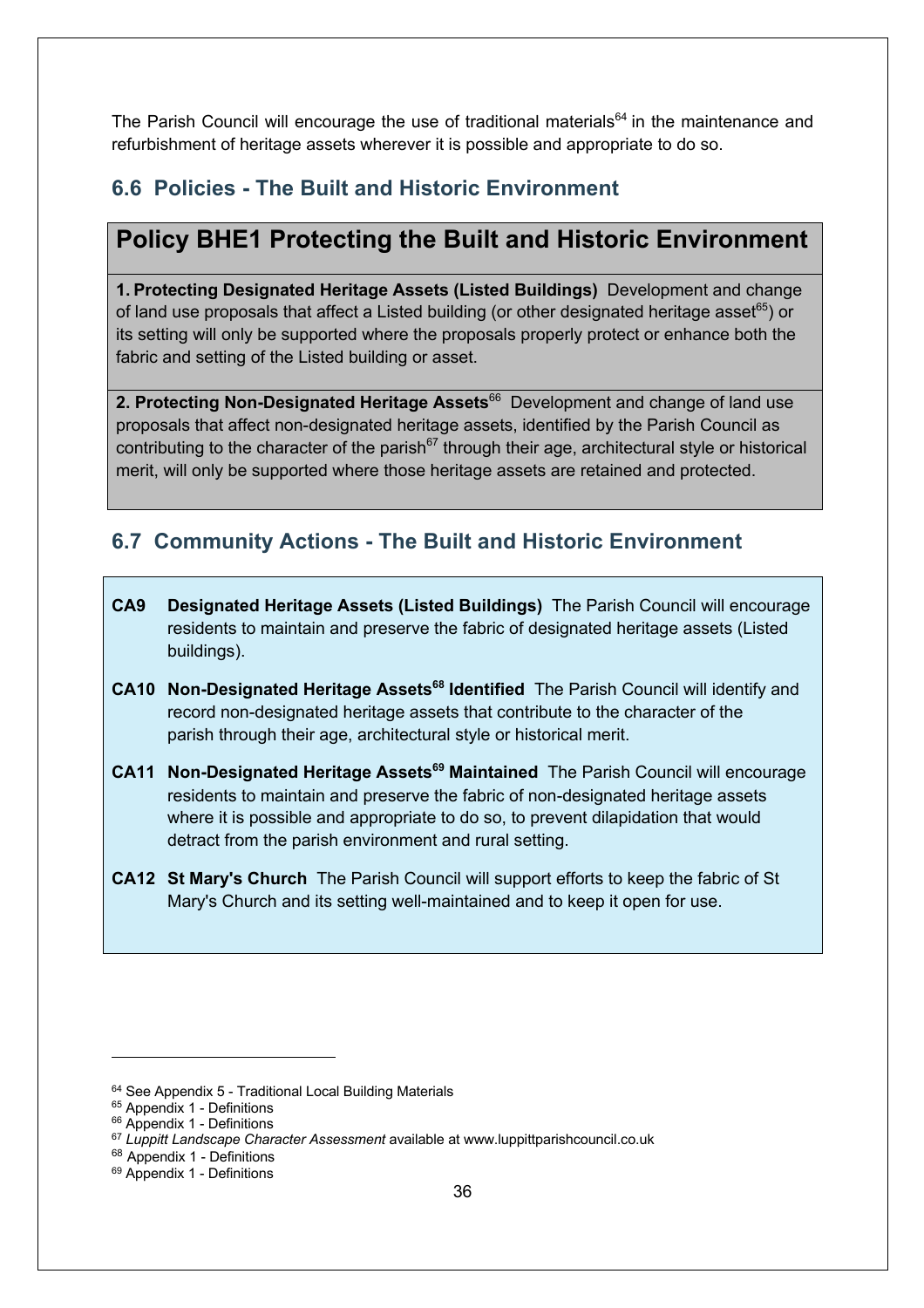The Parish Council will encourage the use of traditional materials[64] in the maintenance and refurbishment of heritage assets wherever it is possible and appropriate to do so.

## 6.6 Policies - The Built and Historic Environment

### Policy BHE1 Protecting the Built and Historic Environment

**1. Protecting Designated Heritage Assets (Listed Buildings)** Development and change of land use proposals that affect a Listed building (or other designated heritage asset[65]) or its setting will only be supported where the proposals properly protect or enhance both the fabric and setting of the Listed building or asset.

**2. Protecting Non-Designated Heritage Assets**[66] Development and change of land use proposals that affect non-designated heritage assets, identified by the Parish Council as contributing to the character of the parish[67] through their age, architectural style or historical merit, will only be supported where those heritage assets are retained and protected.

## 6.7 Community Actions - The Built and Historic Environment

**CA9 Designated Heritage Assets (Listed Buildings)** The Parish Council will encourage residents to maintain and preserve the fabric of designated heritage assets (Listed buildings).

**CA10 Non-Designated Heritage Assets[68] Identified** The Parish Council will identify and record non-designated heritage assets that contribute to the character of the parish through their age, architectural style or historical merit.

**CA11 Non-Designated Heritage Assets[69] Maintained** The Parish Council will encourage residents to maintain and preserve the fabric of non-designated heritage assets where it is possible and appropriate to do so, to prevent dilapidation that would detract from the parish environment and rural setting.

**CA12 St Mary's Church** The Parish Council will support efforts to keep the fabric of St Mary's Church and its setting well-maintained and to keep it open for use.

---

[64] See Appendix 5 - Traditional Local Building Materials
[65] Appendix 1 - Definitions
[66] Appendix 1 - Definitions
[67] *Luppitt Landscape Character Assessment* available at www.luppittparishcouncil.co.uk
[68] Appendix 1 - Definitions
[69] Appendix 1 - Definitions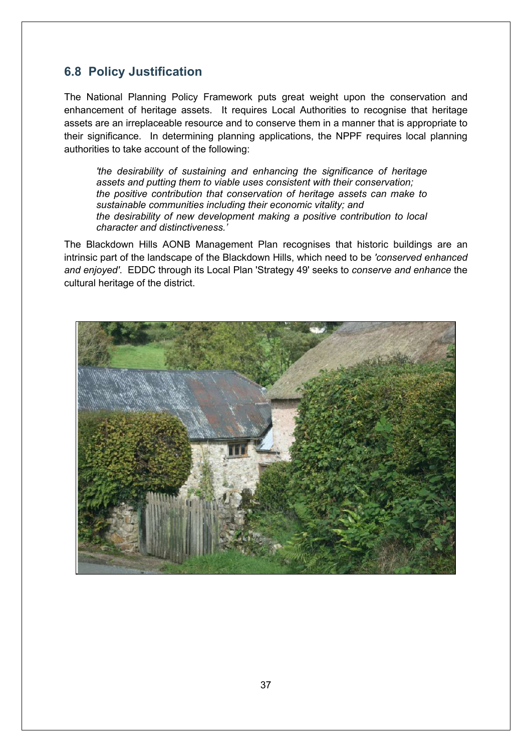## 6.8 Policy Justification

The National Planning Policy Framework puts great weight upon the conservation and enhancement of heritage assets. It requires Local Authorities to recognise that heritage assets are an irreplaceable resource and to conserve them in a manner that is appropriate to their significance. In determining planning applications, the NPPF requires local planning authorities to take account of the following:

> *'the desirability of sustaining and enhancing the significance of heritage assets and putting them to viable uses consistent with their conservation;*
> *the positive contribution that conservation of heritage assets can make to sustainable communities including their economic vitality; and*
> *the desirability of new development making a positive contribution to local character and distinctiveness.'*

The Blackdown Hills AONB Management Plan recognises that historic buildings are an intrinsic part of the landscape of the Blackdown Hills, which need to be *'conserved enhanced and enjoyed'*. EDDC through its Local Plan 'Strategy 49' seeks to *conserve and enhance* the cultural heritage of the district.